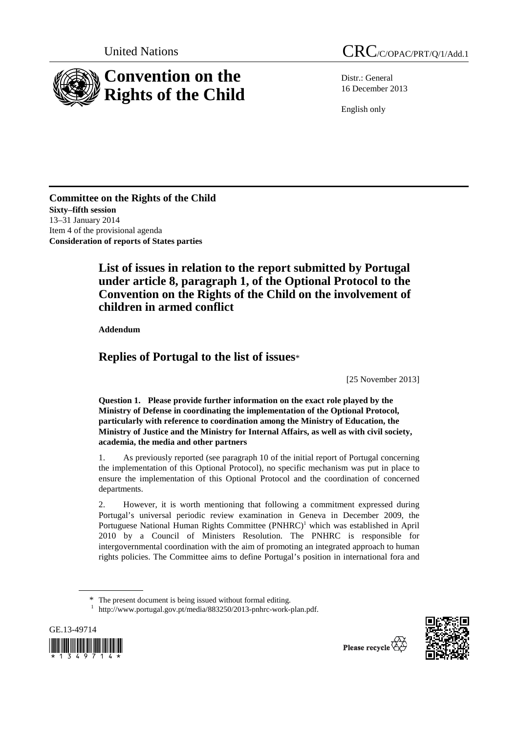United Nations

CRC/C/OPAC/PRT/Q/1/Add.1

# Convention on the Rights of the Child

Distr.: General
16 December 2013

English only

**Committee on the Rights of the Child**
**Sixty–fifth session**
13–31 January 2014
Item 4 of the provisional agenda
**Consideration of reports of States parties**

## List of issues in relation to the report submitted by Portugal under article 8, paragraph 1, of the Optional Protocol to the Convention on the Rights of the Child on the involvement of children in armed conflict

**Addendum**

## Replies of Portugal to the list of issues*

[25 November 2013]

**Question 1. Please provide further information on the exact role played by the Ministry of Defense in coordinating the implementation of the Optional Protocol, particularly with reference to coordination among the Ministry of Education, the Ministry of Justice and the Ministry for Internal Affairs, as well as with civil society, academia, the media and other partners**

1. As previously reported (see paragraph 10 of the initial report of Portugal concerning the implementation of this Optional Protocol), no specific mechanism was put in place to ensure the implementation of this Optional Protocol and the coordination of concerned departments.

2. However, it is worth mentioning that following a commitment expressed during Portugal's universal periodic review examination in Geneva in December 2009, the Portuguese National Human Rights Committee (PNHRC)[1] which was established in April 2010 by a Council of Ministers Resolution. The PNHRC is responsible for intergovernmental coordination with the aim of promoting an integrated approach to human rights policies. The Committee aims to define Portugal's position in international fora and

---

* The present document is being issued without formal editing.

[1] http://www.portugal.gov.pt/media/883250/2013-pnhrc-work-plan.pdf.

GE.13-49714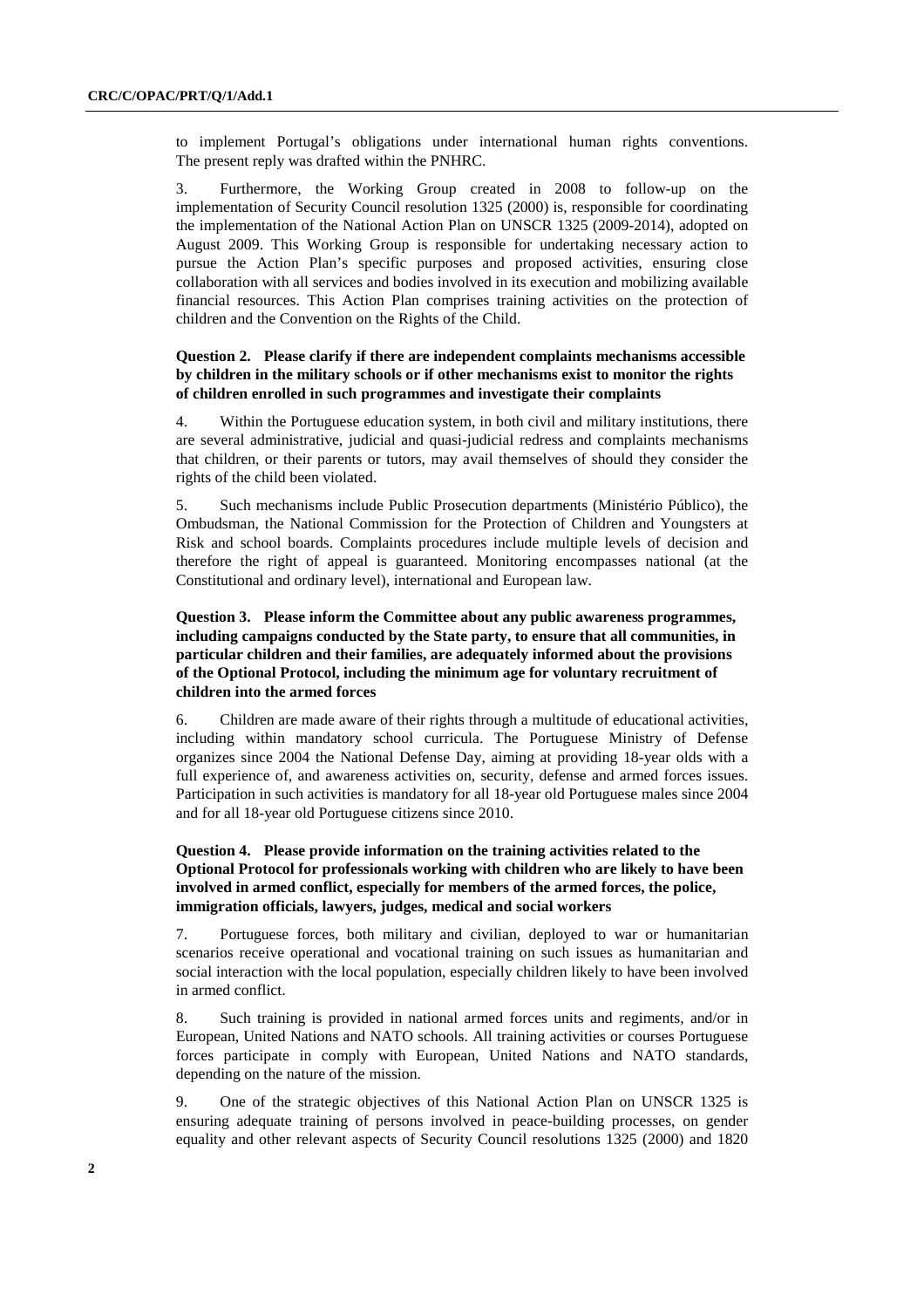to implement Portugal's obligations under international human rights conventions. The present reply was drafted within the PNHRC.

3. Furthermore, the Working Group created in 2008 to follow-up on the implementation of Security Council resolution 1325 (2000) is, responsible for coordinating the implementation of the National Action Plan on UNSCR 1325 (2009-2014), adopted on August 2009. This Working Group is responsible for undertaking necessary action to pursue the Action Plan's specific purposes and proposed activities, ensuring close collaboration with all services and bodies involved in its execution and mobilizing available financial resources. This Action Plan comprises training activities on the protection of children and the Convention on the Rights of the Child.

### Question 2. Please clarify if there are independent complaints mechanisms accessible by children in the military schools or if other mechanisms exist to monitor the rights of children enrolled in such programmes and investigate their complaints

4. Within the Portuguese education system, in both civil and military institutions, there are several administrative, judicial and quasi-judicial redress and complaints mechanisms that children, or their parents or tutors, may avail themselves of should they consider the rights of the child been violated.

5. Such mechanisms include Public Prosecution departments (Ministério Público), the Ombudsman, the National Commission for the Protection of Children and Youngsters at Risk and school boards. Complaints procedures include multiple levels of decision and therefore the right of appeal is guaranteed. Monitoring encompasses national (at the Constitutional and ordinary level), international and European law.

### Question 3. Please inform the Committee about any public awareness programmes, including campaigns conducted by the State party, to ensure that all communities, in particular children and their families, are adequately informed about the provisions of the Optional Protocol, including the minimum age for voluntary recruitment of children into the armed forces

6. Children are made aware of their rights through a multitude of educational activities, including within mandatory school curricula. The Portuguese Ministry of Defense organizes since 2004 the National Defense Day, aiming at providing 18-year olds with a full experience of, and awareness activities on, security, defense and armed forces issues. Participation in such activities is mandatory for all 18-year old Portuguese males since 2004 and for all 18-year old Portuguese citizens since 2010.

### Question 4. Please provide information on the training activities related to the Optional Protocol for professionals working with children who are likely to have been involved in armed conflict, especially for members of the armed forces, the police, immigration officials, lawyers, judges, medical and social workers

7. Portuguese forces, both military and civilian, deployed to war or humanitarian scenarios receive operational and vocational training on such issues as humanitarian and social interaction with the local population, especially children likely to have been involved in armed conflict.

8. Such training is provided in national armed forces units and regiments, and/or in European, United Nations and NATO schools. All training activities or courses Portuguese forces participate in comply with European, United Nations and NATO standards, depending on the nature of the mission.

9. One of the strategic objectives of this National Action Plan on UNSCR 1325 is ensuring adequate training of persons involved in peace-building processes, on gender equality and other relevant aspects of Security Council resolutions 1325 (2000) and 1820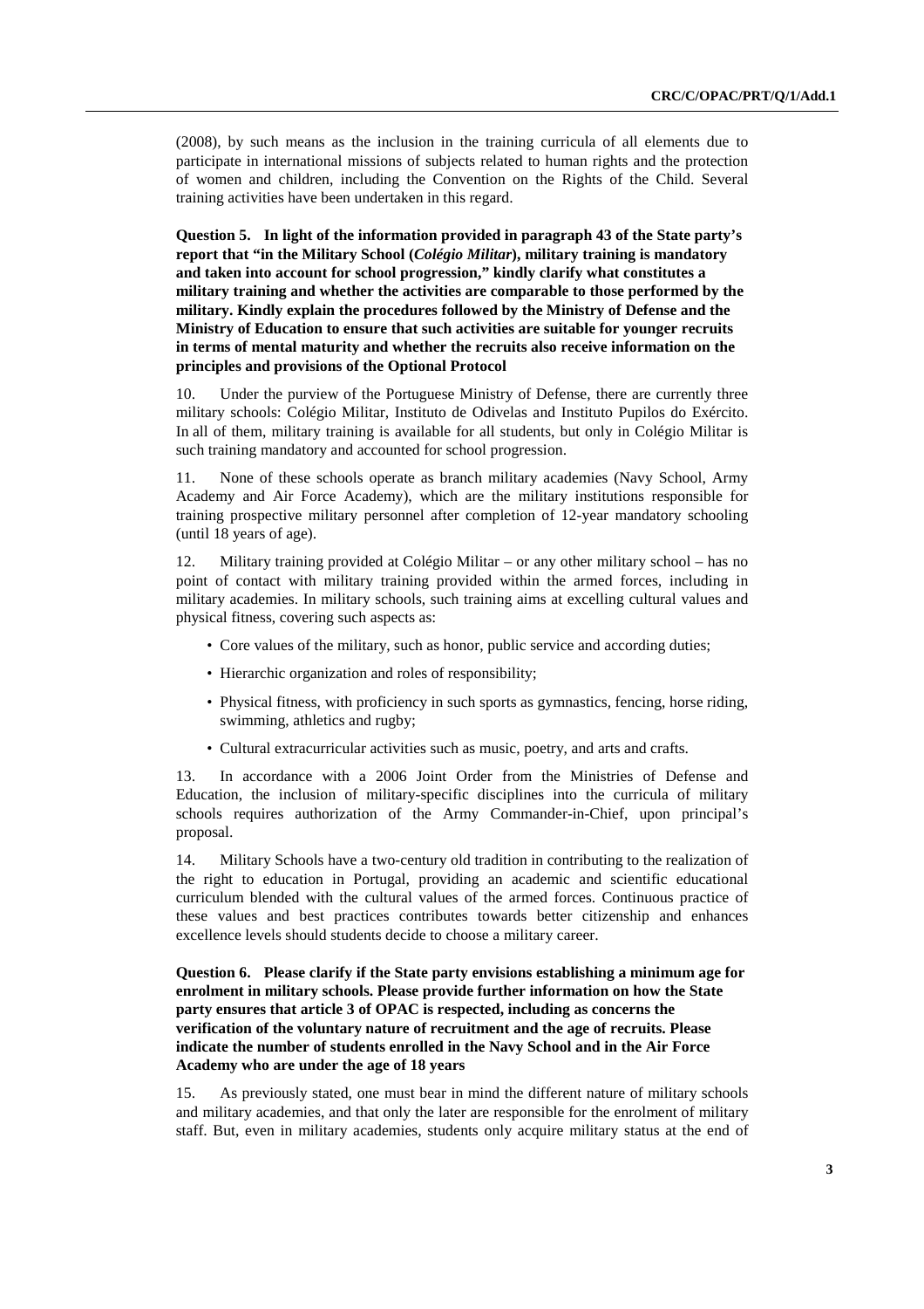(2008), by such means as the inclusion in the training curricula of all elements due to participate in international missions of subjects related to human rights and the protection of women and children, including the Convention on the Rights of the Child. Several training activities have been undertaken in this regard.

**Question 5. In light of the information provided in paragraph 43 of the State party's report that "in the Military School (*Colégio Militar*), military training is mandatory and taken into account for school progression," kindly clarify what constitutes a military training and whether the activities are comparable to those performed by the military. Kindly explain the procedures followed by the Ministry of Defense and the Ministry of Education to ensure that such activities are suitable for younger recruits in terms of mental maturity and whether the recruits also receive information on the principles and provisions of the Optional Protocol**

10. Under the purview of the Portuguese Ministry of Defense, there are currently three military schools: Colégio Militar, Instituto de Odivelas and Instituto Pupilos do Exército. In all of them, military training is available for all students, but only in Colégio Militar is such training mandatory and accounted for school progression.

11. None of these schools operate as branch military academies (Navy School, Army Academy and Air Force Academy), which are the military institutions responsible for training prospective military personnel after completion of 12-year mandatory schooling (until 18 years of age).

12. Military training provided at Colégio Militar – or any other military school – has no point of contact with military training provided within the armed forces, including in military academies. In military schools, such training aims at excelling cultural values and physical fitness, covering such aspects as:

- Core values of the military, such as honor, public service and according duties;
- Hierarchic organization and roles of responsibility;
- Physical fitness, with proficiency in such sports as gymnastics, fencing, horse riding, swimming, athletics and rugby;
- Cultural extracurricular activities such as music, poetry, and arts and crafts.

13. In accordance with a 2006 Joint Order from the Ministries of Defense and Education, the inclusion of military-specific disciplines into the curricula of military schools requires authorization of the Army Commander-in-Chief, upon principal's proposal.

14. Military Schools have a two-century old tradition in contributing to the realization of the right to education in Portugal, providing an academic and scientific educational curriculum blended with the cultural values of the armed forces. Continuous practice of these values and best practices contributes towards better citizenship and enhances excellence levels should students decide to choose a military career.

**Question 6. Please clarify if the State party envisions establishing a minimum age for enrolment in military schools. Please provide further information on how the State party ensures that article 3 of OPAC is respected, including as concerns the verification of the voluntary nature of recruitment and the age of recruits. Please indicate the number of students enrolled in the Navy School and in the Air Force Academy who are under the age of 18 years**

15. As previously stated, one must bear in mind the different nature of military schools and military academies, and that only the later are responsible for the enrolment of military staff. But, even in military academies, students only acquire military status at the end of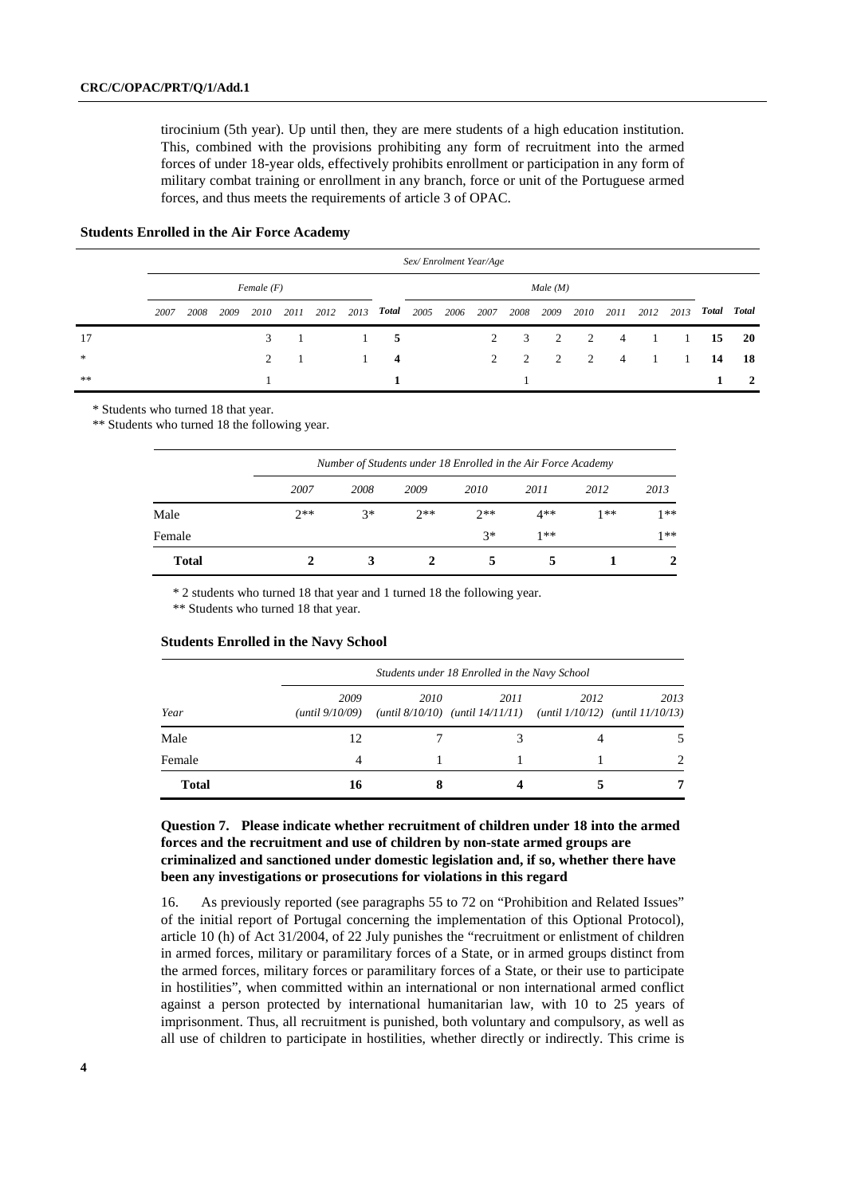tirocinium (5th year). Up until then, they are mere students of a high education institution. This, combined with the provisions prohibiting any form of recruitment into the armed forces of under 18-year olds, effectively prohibits enrollment or participation in any form of military combat training or enrollment in any branch, force or unit of the Portuguese armed forces, and thus meets the requirements of article 3 of OPAC.

**Students Enrolled in the Air Force Academy**

| | *Sex/ Enrolment Year/Age* | | | | | | | | | | | | | | | | | | |
|---|---|---|---|---|---|---|---|---|---|---|---|---|---|---|---|---|---|---|---|
| | *Female (F)* | | | | | | | | *Male (M)* | | | | | | | | | | |
| | *2007* | *2008* | *2009* | *2010* | *2011* | *2012* | *2013* | ***Total*** | *2005* | *2006* | *2007* | *2008* | *2009* | *2010* | *2011* | *2012* | *2013* | ***Total*** | ***Total*** |
| 17 | | | | 3 | 1 | | 1 | **5** | | | 2 | 3 | 2 | 2 | 4 | 1 | 1 | **15** | **20** |
| * | | | | 2 | 1 | | 1 | **4** | | | 2 | 2 | 2 | 2 | 4 | 1 | 1 | **14** | **18** |
| ** | | | | 1 | | | | **1** | | | | 1 | | | | | | **1** | **2** |

\* Students who turned 18 that year.

\*\* Students who turned 18 the following year.

| | *Number of Students under 18 Enrolled in the Air Force Academy* | | | | | | |
|---|---|---|---|---|---|---|---|
| | *2007* | *2008* | *2009* | *2010* | *2011* | *2012* | *2013* |
| Male | 2** | 3* | 2** | 2** | 4** | 1** | 1** |
| Female | | | | 3* | 1** | | 1** |
| **Total** | **2** | **3** | **2** | **5** | **5** | **1** | **2** |

\* 2 students who turned 18 that year and 1 turned 18 the following year.

\*\* Students who turned 18 that year.

**Students Enrolled in the Navy School**

| | *Students under 18 Enrolled in the Navy School* | | | | |
|---|---|---|---|---|---|
| *Year* | *2009 (until 9/10/09)* | *2010 (until 8/10/10)* | *2011 (until 14/11/11)* | *2012 (until 1/10/12)* | *2013 (until 11/10/13)* |
| Male | 12 | 7 | 3 | 4 | 5 |
| Female | 4 | 1 | 1 | 1 | 2 |
| **Total** | **16** | **8** | **4** | **5** | **7** |

### Question 7. Please indicate whether recruitment of children under 18 into the armed forces and the recruitment and use of children by non-state armed groups are criminalized and sanctioned under domestic legislation and, if so, whether there have been any investigations or prosecutions for violations in this regard

16. As previously reported (see paragraphs 55 to 72 on "Prohibition and Related Issues" of the initial report of Portugal concerning the implementation of this Optional Protocol), article 10 (h) of Act 31/2004, of 22 July punishes the "recruitment or enlistment of children in armed forces, military or paramilitary forces of a State, or in armed groups distinct from the armed forces, military forces or paramilitary forces of a State, or their use to participate in hostilities", when committed within an international or non international armed conflict against a person protected by international humanitarian law, with 10 to 25 years of imprisonment. Thus, all recruitment is punished, both voluntary and compulsory, as well as all use of children to participate in hostilities, whether directly or indirectly. This crime is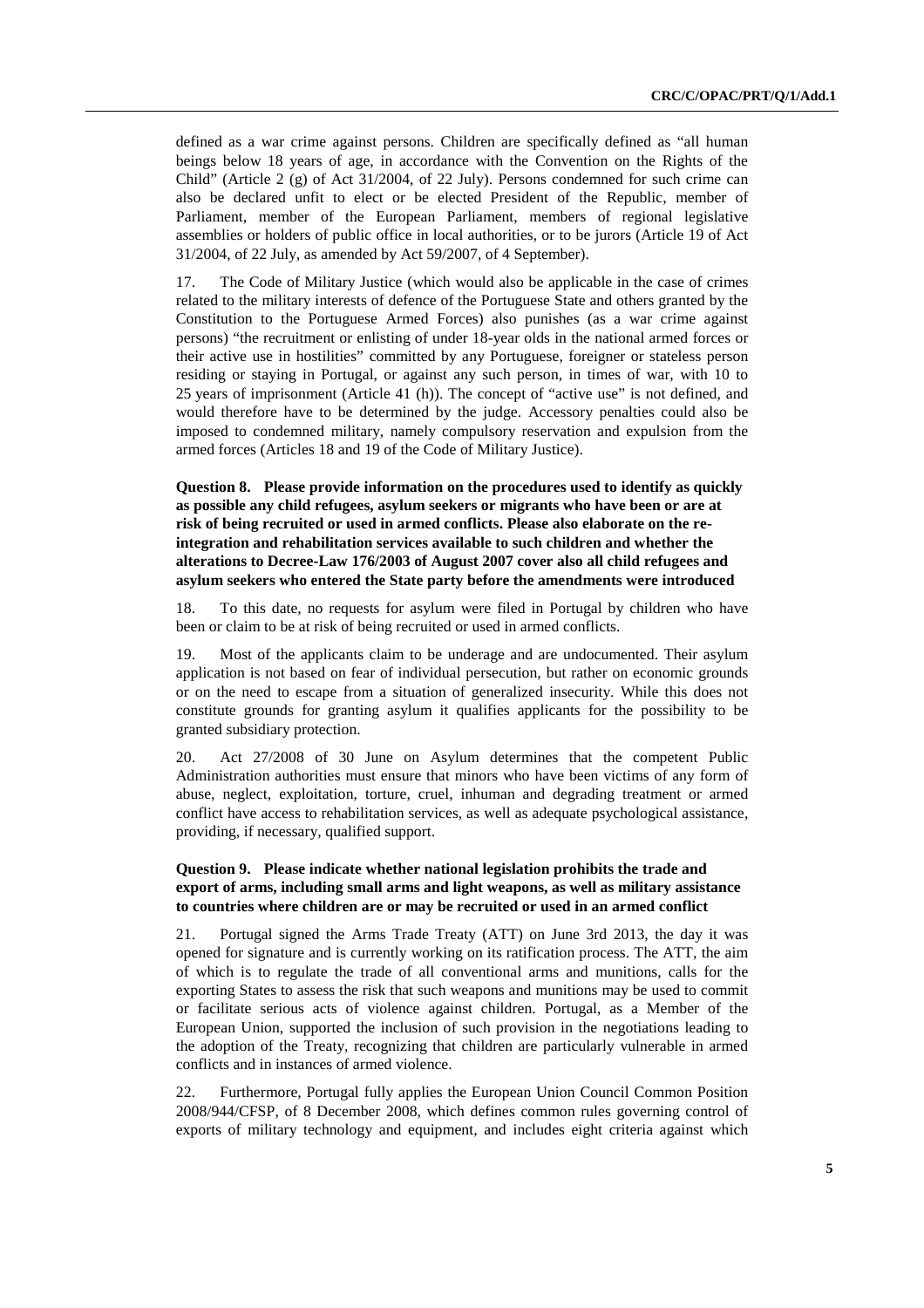defined as a war crime against persons. Children are specifically defined as "all human beings below 18 years of age, in accordance with the Convention on the Rights of the Child" (Article 2 (g) of Act 31/2004, of 22 July). Persons condemned for such crime can also be declared unfit to elect or be elected President of the Republic, member of Parliament, member of the European Parliament, members of regional legislative assemblies or holders of public office in local authorities, or to be jurors (Article 19 of Act 31/2004, of 22 July, as amended by Act 59/2007, of 4 September).

17. The Code of Military Justice (which would also be applicable in the case of crimes related to the military interests of defence of the Portuguese State and others granted by the Constitution to the Portuguese Armed Forces) also punishes (as a war crime against persons) "the recruitment or enlisting of under 18-year olds in the national armed forces or their active use in hostilities" committed by any Portuguese, foreigner or stateless person residing or staying in Portugal, or against any such person, in times of war, with 10 to 25 years of imprisonment (Article 41 (h)). The concept of "active use" is not defined, and would therefore have to be determined by the judge. Accessory penalties could also be imposed to condemned military, namely compulsory reservation and expulsion from the armed forces (Articles 18 and 19 of the Code of Military Justice).

**Question 8. Please provide information on the procedures used to identify as quickly as possible any child refugees, asylum seekers or migrants who have been or are at risk of being recruited or used in armed conflicts. Please also elaborate on the re-integration and rehabilitation services available to such children and whether the alterations to Decree-Law 176/2003 of August 2007 cover also all child refugees and asylum seekers who entered the State party before the amendments were introduced**

18. To this date, no requests for asylum were filed in Portugal by children who have been or claim to be at risk of being recruited or used in armed conflicts.

19. Most of the applicants claim to be underage and are undocumented. Their asylum application is not based on fear of individual persecution, but rather on economic grounds or on the need to escape from a situation of generalized insecurity. While this does not constitute grounds for granting asylum it qualifies applicants for the possibility to be granted subsidiary protection.

20. Act 27/2008 of 30 June on Asylum determines that the competent Public Administration authorities must ensure that minors who have been victims of any form of abuse, neglect, exploitation, torture, cruel, inhuman and degrading treatment or armed conflict have access to rehabilitation services, as well as adequate psychological assistance, providing, if necessary, qualified support.

**Question 9. Please indicate whether national legislation prohibits the trade and export of arms, including small arms and light weapons, as well as military assistance to countries where children are or may be recruited or used in an armed conflict**

21. Portugal signed the Arms Trade Treaty (ATT) on June 3rd 2013, the day it was opened for signature and is currently working on its ratification process. The ATT, the aim of which is to regulate the trade of all conventional arms and munitions, calls for the exporting States to assess the risk that such weapons and munitions may be used to commit or facilitate serious acts of violence against children. Portugal, as a Member of the European Union, supported the inclusion of such provision in the negotiations leading to the adoption of the Treaty, recognizing that children are particularly vulnerable in armed conflicts and in instances of armed violence.

22. Furthermore, Portugal fully applies the European Union Council Common Position 2008/944/CFSP, of 8 December 2008, which defines common rules governing control of exports of military technology and equipment, and includes eight criteria against which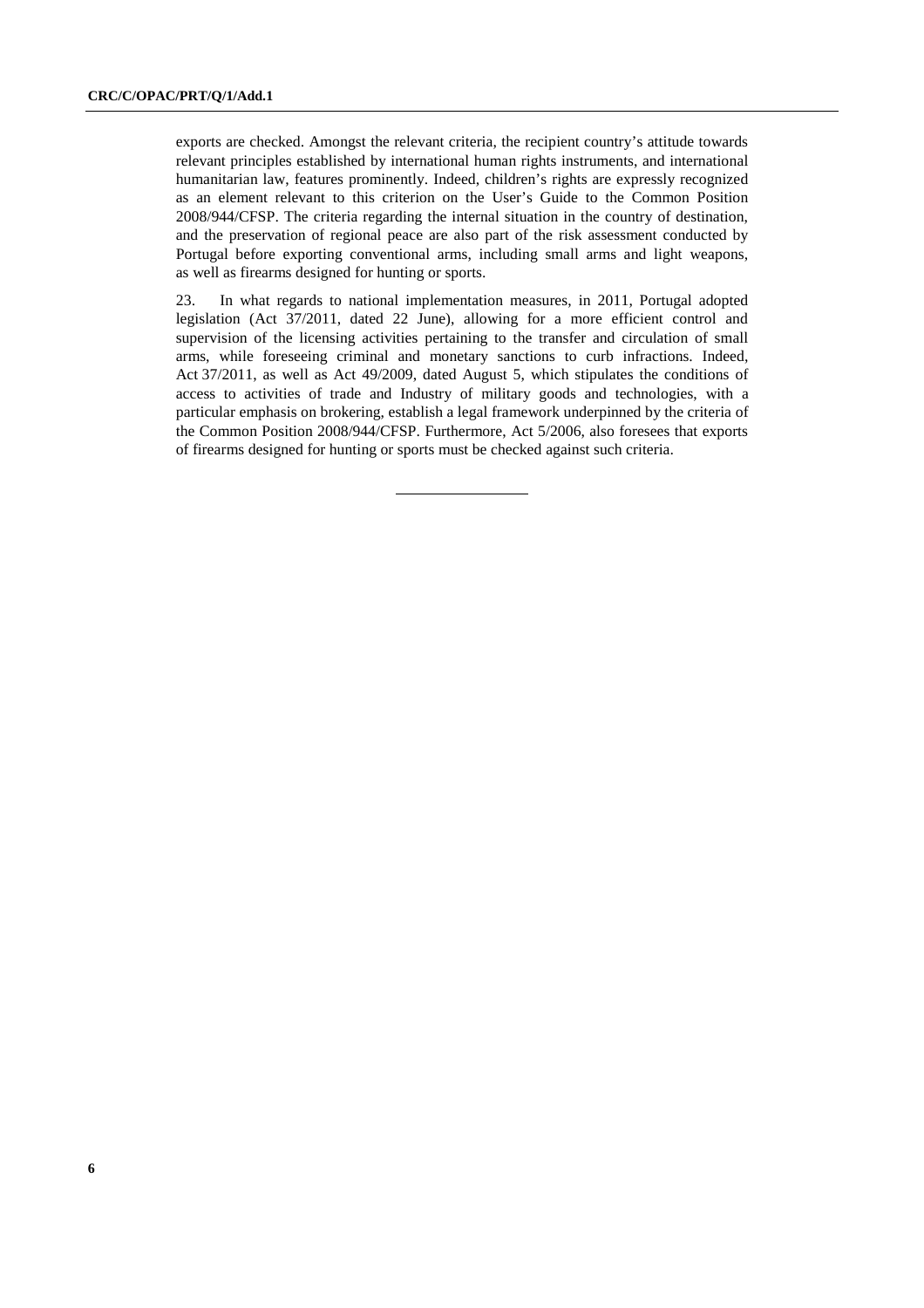exports are checked. Amongst the relevant criteria, the recipient country's attitude towards relevant principles established by international human rights instruments, and international humanitarian law, features prominently. Indeed, children's rights are expressly recognized as an element relevant to this criterion on the User's Guide to the Common Position 2008/944/CFSP. The criteria regarding the internal situation in the country of destination, and the preservation of regional peace are also part of the risk assessment conducted by Portugal before exporting conventional arms, including small arms and light weapons, as well as firearms designed for hunting or sports.

23. In what regards to national implementation measures, in 2011, Portugal adopted legislation (Act 37/2011, dated 22 June), allowing for a more efficient control and supervision of the licensing activities pertaining to the transfer and circulation of small arms, while foreseeing criminal and monetary sanctions to curb infractions. Indeed, Act 37/2011, as well as Act 49/2009, dated August 5, which stipulates the conditions of access to activities of trade and Industry of military goods and technologies, with a particular emphasis on brokering, establish a legal framework underpinned by the criteria of the Common Position 2008/944/CFSP. Furthermore, Act 5/2006, also foresees that exports of firearms designed for hunting or sports must be checked against such criteria.